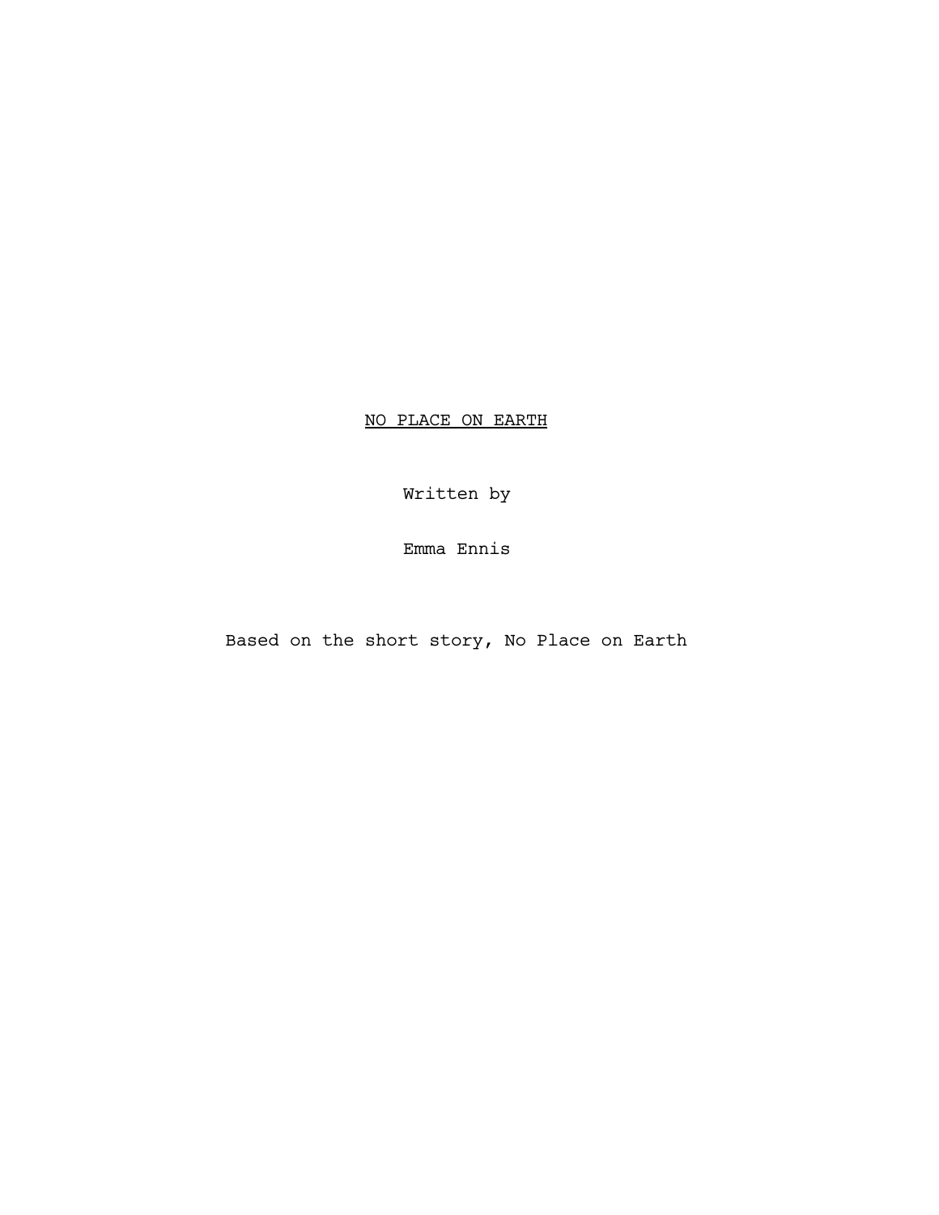# NO PLACE ON EARTH

Written by

Emma Ennis

Based on the short story, No Place on Earth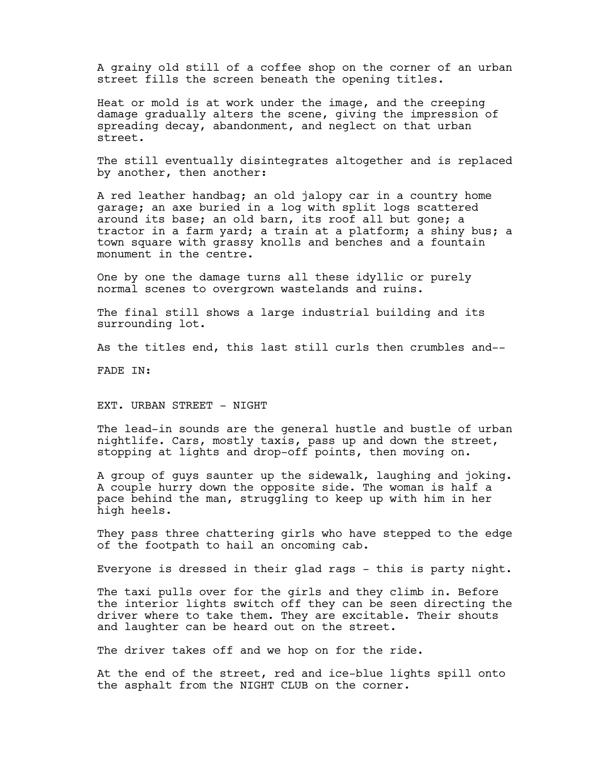A grainy old still of a coffee shop on the corner of an urban street fills the screen beneath the opening titles.

Heat or mold is at work under the image, and the creeping damage gradually alters the scene, giving the impression of spreading decay, abandonment, and neglect on that urban street.

The still eventually disintegrates altogether and is replaced by another, then another:

A red leather handbag; an old jalopy car in a country home garage; an axe buried in a log with split logs scattered around its base; an old barn, its roof all but gone; a tractor in a farm yard; a train at a platform; a shiny bus; a town square with grassy knolls and benches and a fountain monument in the centre.

One by one the damage turns all these idyllic or purely normal scenes to overgrown wastelands and ruins.

The final still shows a large industrial building and its surrounding lot.

As the titles end, this last still curls then crumbles and--

FADE IN:

EXT. URBAN STREET - NIGHT

The lead-in sounds are the general hustle and bustle of urban nightlife. Cars, mostly taxis, pass up and down the street, stopping at lights and drop-off points, then moving on.

A group of guys saunter up the sidewalk, laughing and joking. A couple hurry down the opposite side. The woman is half a pace behind the man, struggling to keep up with him in her high heels.

They pass three chattering girls who have stepped to the edge of the footpath to hail an oncoming cab.

Everyone is dressed in their glad rags - this is party night.

The taxi pulls over for the girls and they climb in. Before the interior lights switch off they can be seen directing the driver where to take them. They are excitable. Their shouts and laughter can be heard out on the street.

The driver takes off and we hop on for the ride.

At the end of the street, red and ice-blue lights spill onto the asphalt from the NIGHT CLUB on the corner.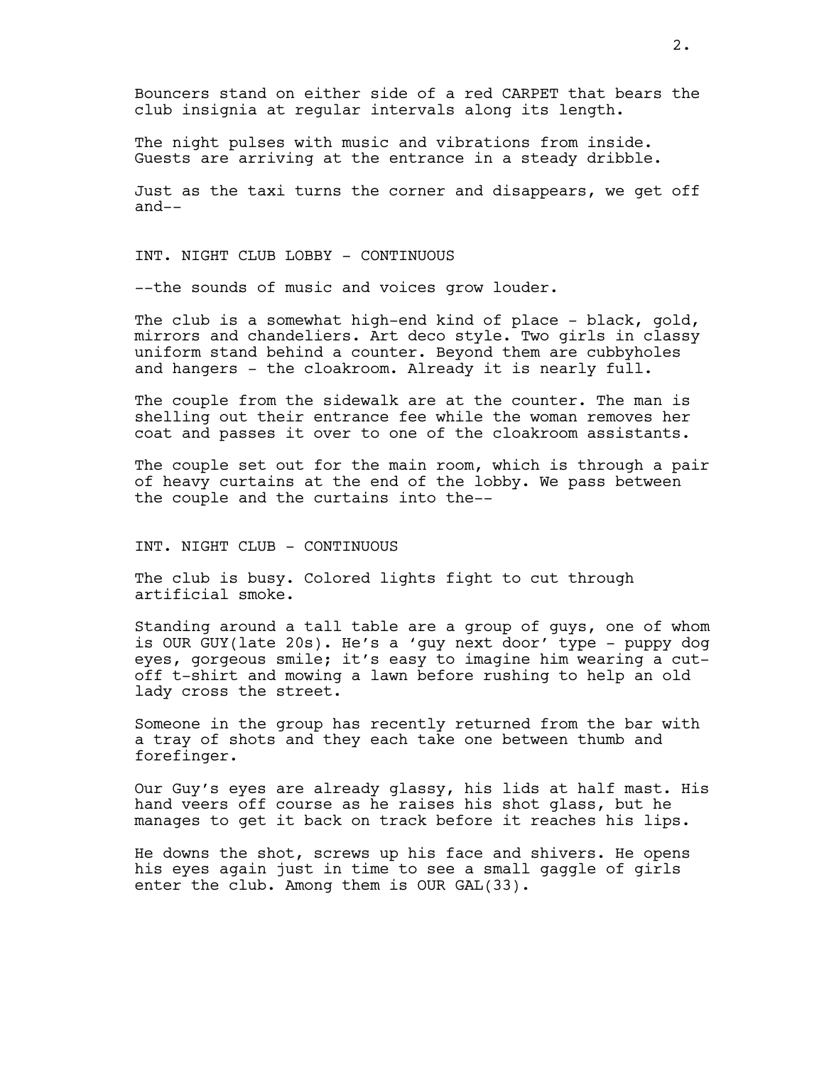Bouncers stand on either side of a red CARPET that bears the club insignia at regular intervals along its length.

The night pulses with music and vibrations from inside. Guests are arriving at the entrance in a steady dribble.

Just as the taxi turns the corner and disappears, we get off and--

INT. NIGHT CLUB LOBBY - CONTINUOUS

--the sounds of music and voices grow louder.

The club is a somewhat high-end kind of place - black, gold, mirrors and chandeliers. Art deco style. Two girls in classy uniform stand behind a counter. Beyond them are cubbyholes and hangers - the cloakroom. Already it is nearly full.

The couple from the sidewalk are at the counter. The man is shelling out their entrance fee while the woman removes her coat and passes it over to one of the cloakroom assistants.

The couple set out for the main room, which is through a pair of heavy curtains at the end of the lobby. We pass between the couple and the curtains into the--

INT. NIGHT CLUB - CONTINUOUS

The club is busy. Colored lights fight to cut through artificial smoke.

Standing around a tall table are a group of guys, one of whom is OUR GUY(late 20s). He's a 'guy next door' type - puppy dog eyes, gorgeous smile; it's easy to imagine him wearing a cut-off t-shirt and mowing a lawn before rushing to help an old lady cross the street.

Someone in the group has recently returned from the bar with a tray of shots and they each take one between thumb and forefinger.

Our Guy's eyes are already glassy, his lids at half mast. His hand veers off course as he raises his shot glass, but he manages to get it back on track before it reaches his lips.

He downs the shot, screws up his face and shivers. He opens his eyes again just in time to see a small gaggle of girls enter the club. Among them is OUR GAL(33).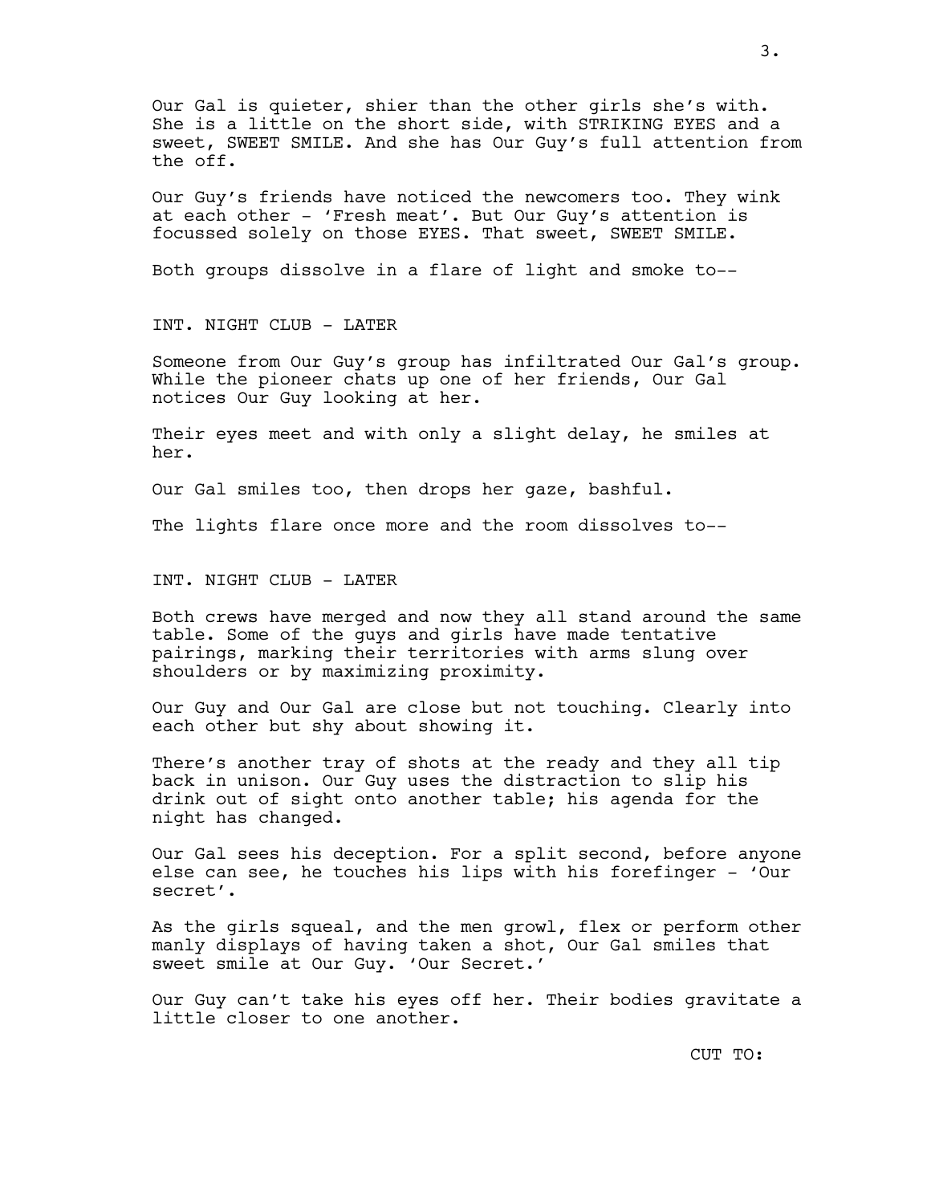Our Gal is quieter, shier than the other girls she's with. She is a little on the short side, with STRIKING EYES and a sweet, SWEET SMILE. And she has Our Guy's full attention from the off.

Our Guy's friends have noticed the newcomers too. They wink at each other - 'Fresh meat'. But Our Guy's attention is focussed solely on those EYES. That sweet, SWEET SMILE.

Both groups dissolve in a flare of light and smoke to--

INT. NIGHT CLUB - LATER

Someone from Our Guy's group has infiltrated Our Gal's group. While the pioneer chats up one of her friends, Our Gal notices Our Guy looking at her.

Their eyes meet and with only a slight delay, he smiles at her.

Our Gal smiles too, then drops her gaze, bashful.

The lights flare once more and the room dissolves to--

INT. NIGHT CLUB - LATER

Both crews have merged and now they all stand around the same table. Some of the guys and girls have made tentative pairings, marking their territories with arms slung over shoulders or by maximizing proximity.

Our Guy and Our Gal are close but not touching. Clearly into each other but shy about showing it.

There's another tray of shots at the ready and they all tip back in unison. Our Guy uses the distraction to slip his drink out of sight onto another table; his agenda for the night has changed.

Our Gal sees his deception. For a split second, before anyone else can see, he touches his lips with his forefinger - 'Our secret'.

As the girls squeal, and the men growl, flex or perform other manly displays of having taken a shot, Our Gal smiles that sweet smile at Our Guy. 'Our Secret.'

Our Guy can't take his eyes off her. Their bodies gravitate a little closer to one another.

CUT TO: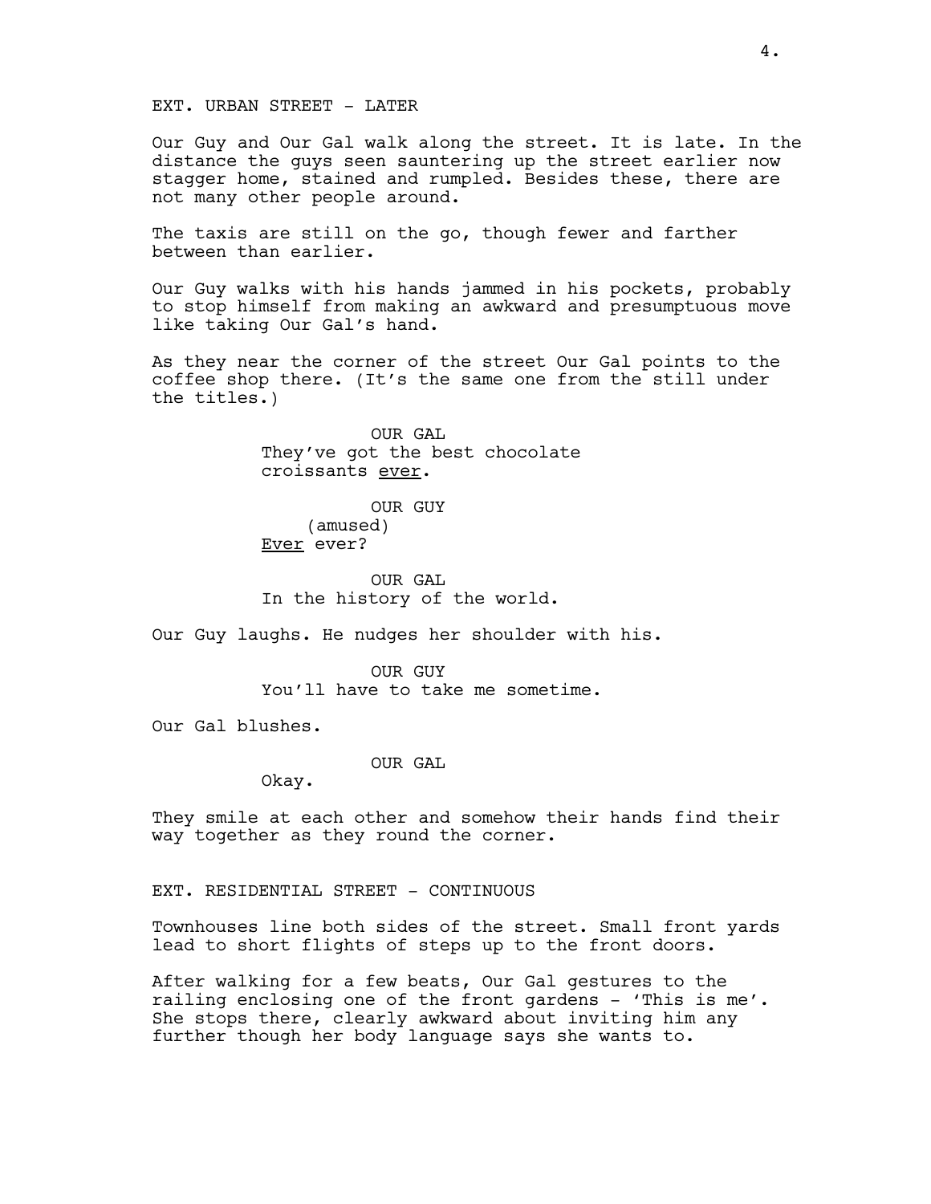EXT. URBAN STREET - LATER

Our Guy and Our Gal walk along the street. It is late. In the distance the guys seen sauntering up the street earlier now stagger home, stained and rumpled. Besides these, there are not many other people around.

The taxis are still on the go, though fewer and farther between than earlier.

Our Guy walks with his hands jammed in his pockets, probably to stop himself from making an awkward and presumptuous move like taking Our Gal's hand.

As they near the corner of the street Our Gal points to the coffee shop there. (It's the same one from the still under the titles.)

OUR GAL
They've got the best chocolate croissants <u>ever</u>.

OUR GUY
(amused)
<u>Ever</u> ever?

OUR GAL
In the history of the world.

Our Guy laughs. He nudges her shoulder with his.

OUR GUY
You'll have to take me sometime.

Our Gal blushes.

OUR GAL
Okay.

They smile at each other and somehow their hands find their way together as they round the corner.

EXT. RESIDENTIAL STREET - CONTINUOUS

Townhouses line both sides of the street. Small front yards lead to short flights of steps up to the front doors.

After walking for a few beats, Our Gal gestures to the railing enclosing one of the front gardens - 'This is me'. She stops there, clearly awkward about inviting him any further though her body language says she wants to.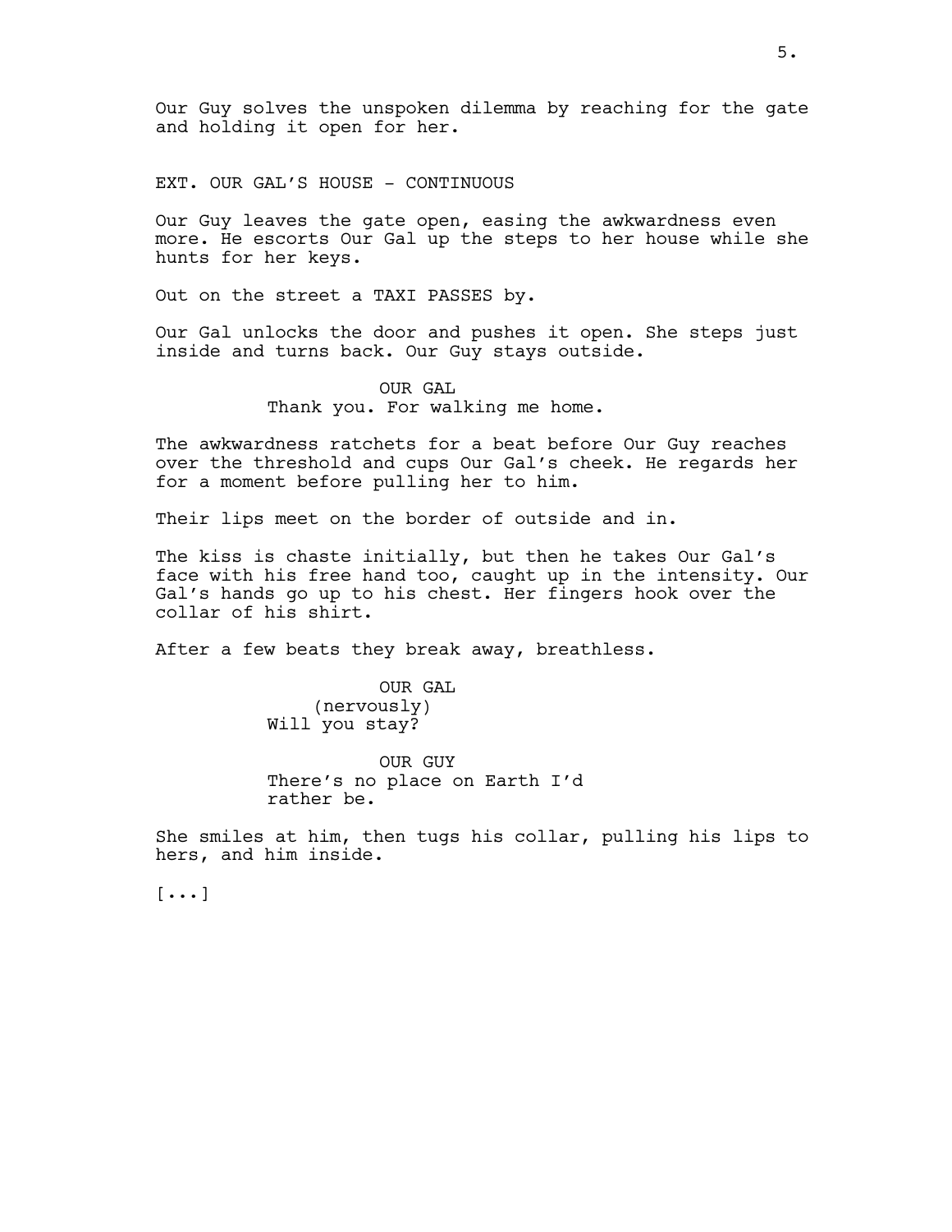Our Guy solves the unspoken dilemma by reaching for the gate and holding it open for her.

EXT. OUR GAL'S HOUSE - CONTINUOUS

Our Guy leaves the gate open, easing the awkwardness even more. He escorts Our Gal up the steps to her house while she hunts for her keys.

Out on the street a TAXI PASSES by.

Our Gal unlocks the door and pushes it open. She steps just inside and turns back. Our Guy stays outside.

OUR GAL
Thank you. For walking me home.

The awkwardness ratchets for a beat before Our Guy reaches over the threshold and cups Our Gal's cheek. He regards her for a moment before pulling her to him.

Their lips meet on the border of outside and in.

The kiss is chaste initially, but then he takes Our Gal's face with his free hand too, caught up in the intensity. Our Gal's hands go up to his chest. Her fingers hook over the collar of his shirt.

After a few beats they break away, breathless.

OUR GAL
(nervously)
Will you stay?

OUR GUY
There's no place on Earth I'd rather be.

She smiles at him, then tugs his collar, pulling his lips to hers, and him inside.

[...]